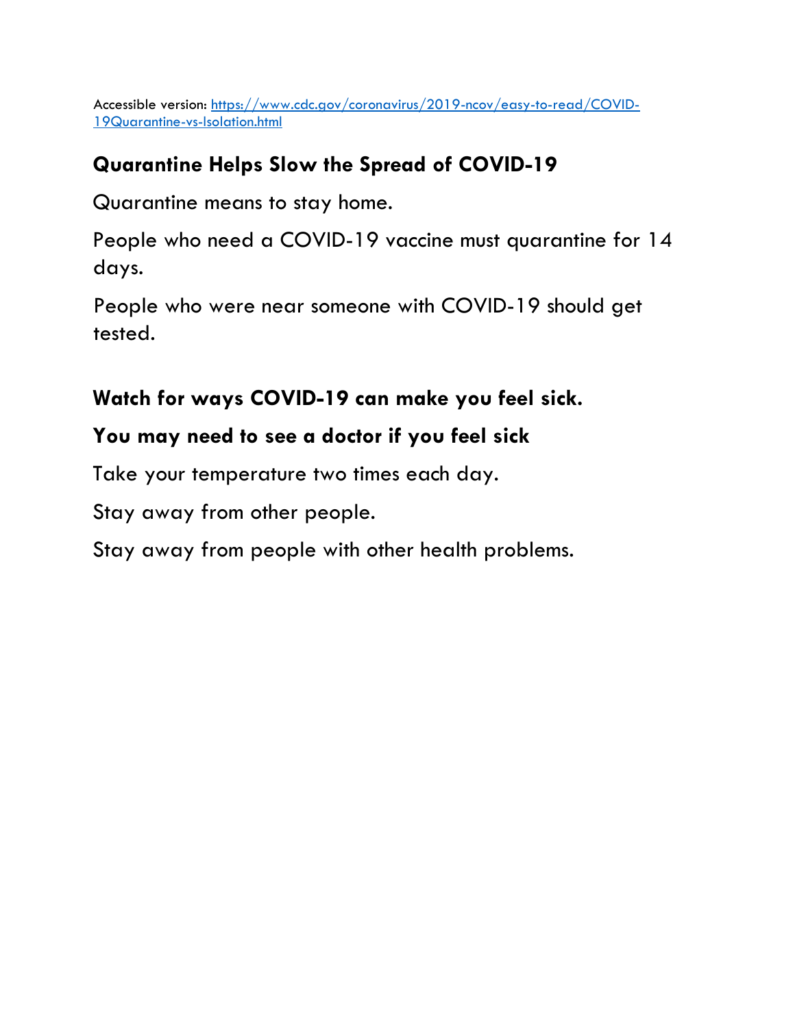Accessible version: [https://www.cdc.gov/coronavirus/2019-ncov/easy-to-read/COVID-19Quarantine-vs-Isolation.html](https://www.cdc.gov/coronavirus/2019-ncov/easy-to-read/COVID-19Quarantine-vs-Isolation.html)

## Quarantine Helps Slow the Spread of COVID-19

Quarantine means to stay home.

People who need a COVID-19 vaccine must quarantine for 14 days.

People who were near someone with COVID-19 should get tested.

## Watch for ways COVID-19 can make you feel sick.

## You may need to see a doctor if you feel sick

Take your temperature two times each day.

Stay away from other people.

Stay away from people with other health problems.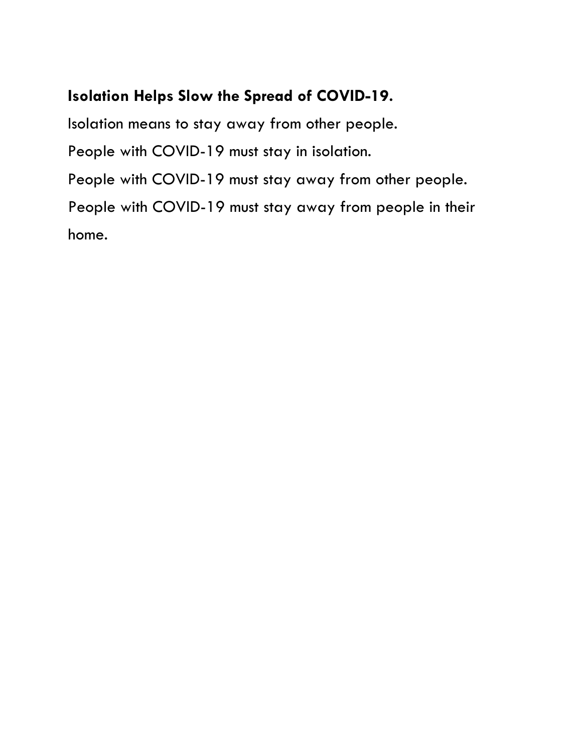**Isolation Helps Slow the Spread of COVID-19.**

Isolation means to stay away from other people.

People with COVID-19 must stay in isolation.

People with COVID-19 must stay away from other people.

People with COVID-19 must stay away from people in their home.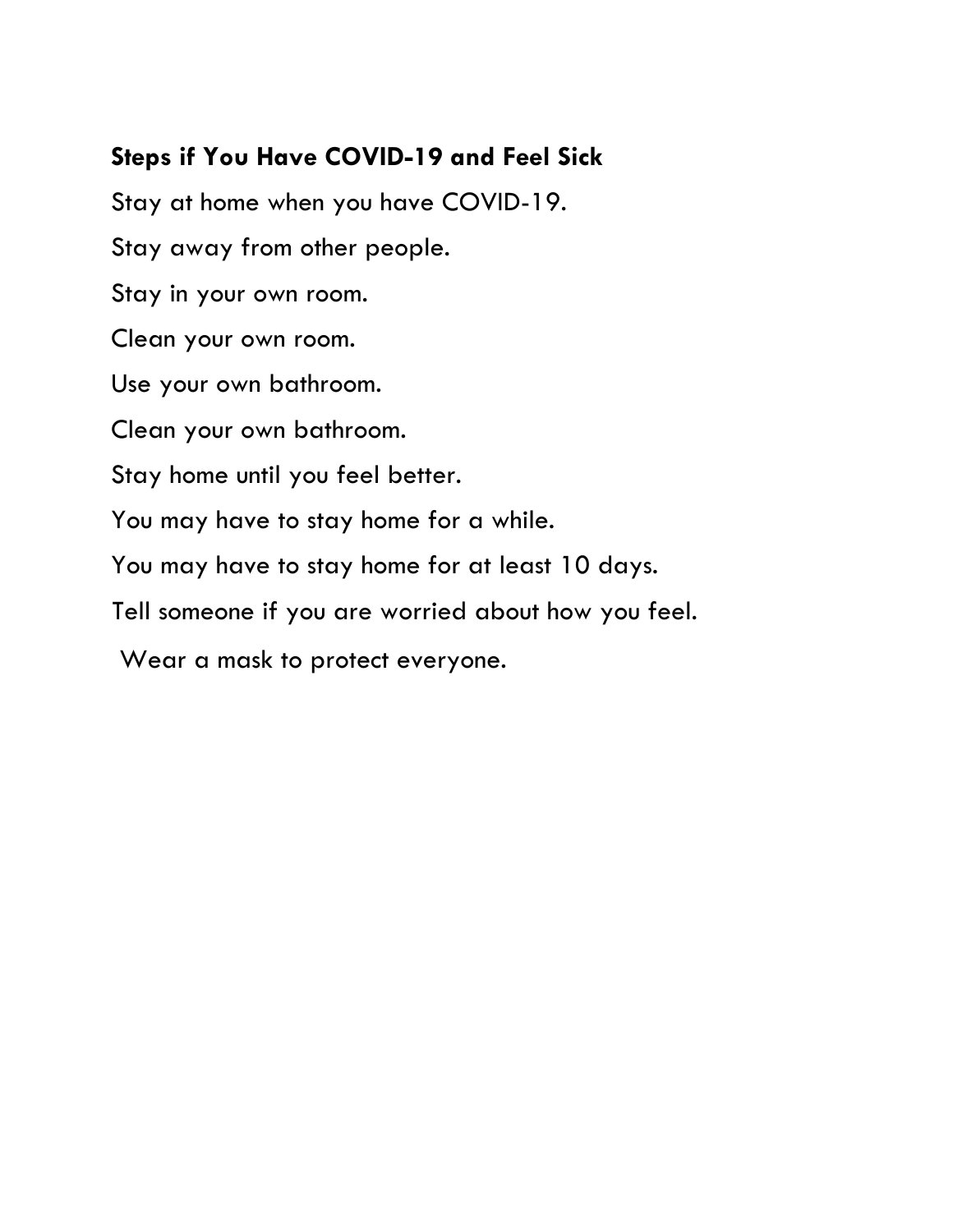**Steps if You Have COVID-19 and Feel Sick**

Stay at home when you have COVID-19.

Stay away from other people.

Stay in your own room.

Clean your own room.

Use your own bathroom.

Clean your own bathroom.

Stay home until you feel better.

You may have to stay home for a while.

You may have to stay home for at least 10 days.

Tell someone if you are worried about how you feel.

Wear a mask to protect everyone.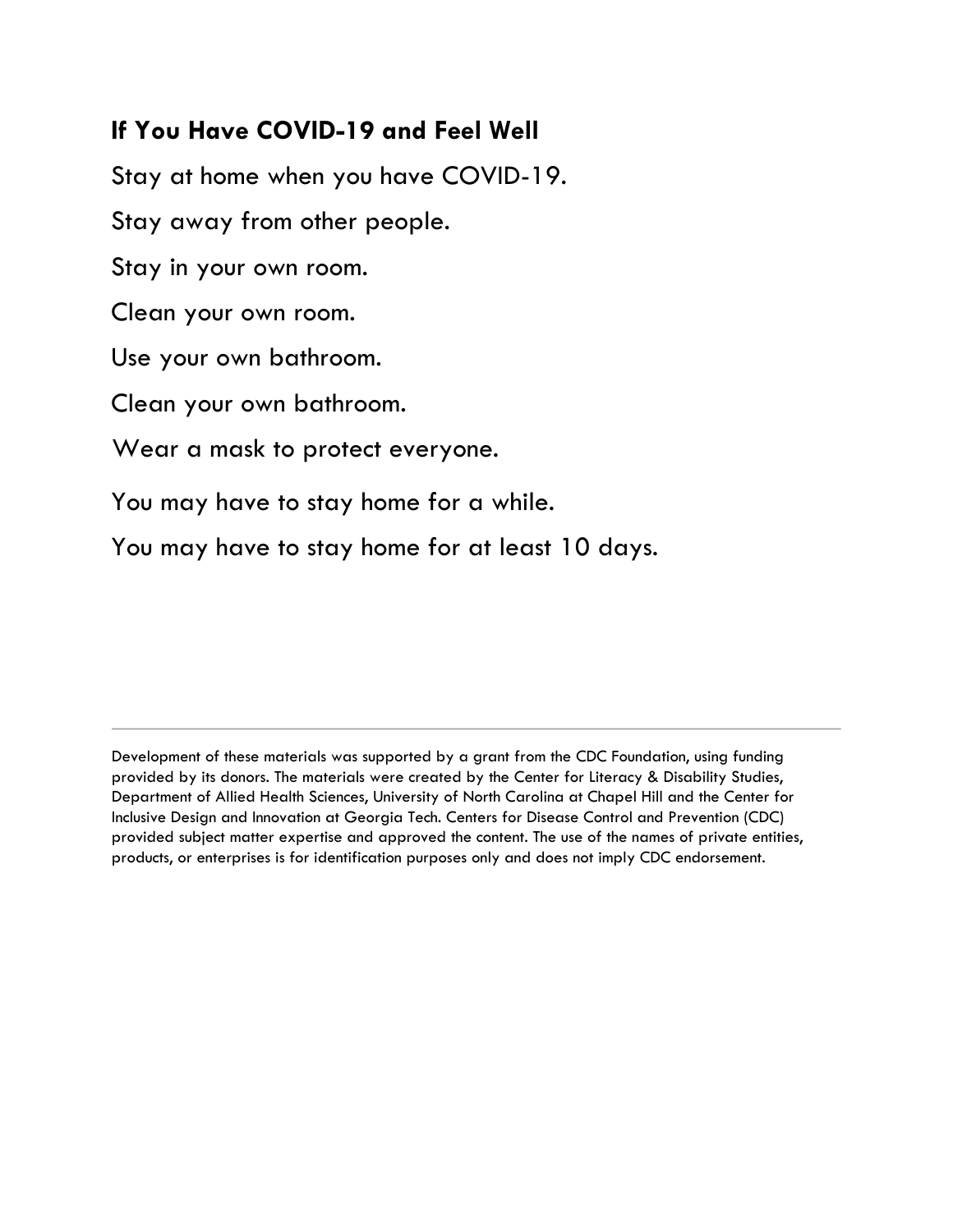## If You Have COVID-19 and Feel Well

Stay at home when you have COVID-19.

Stay away from other people.

Stay in your own room.

Clean your own room.

Use your own bathroom.

Clean your own bathroom.

Wear a mask to protect everyone.

You may have to stay home for a while.

You may have to stay home for at least 10 days.

---

Development of these materials was supported by a grant from the CDC Foundation, using funding provided by its donors. The materials were created by the Center for Literacy & Disability Studies, Department of Allied Health Sciences, University of North Carolina at Chapel Hill and the Center for Inclusive Design and Innovation at Georgia Tech. Centers for Disease Control and Prevention (CDC) provided subject matter expertise and approved the content. The use of the names of private entities, products, or enterprises is for identification purposes only and does not imply CDC endorsement.